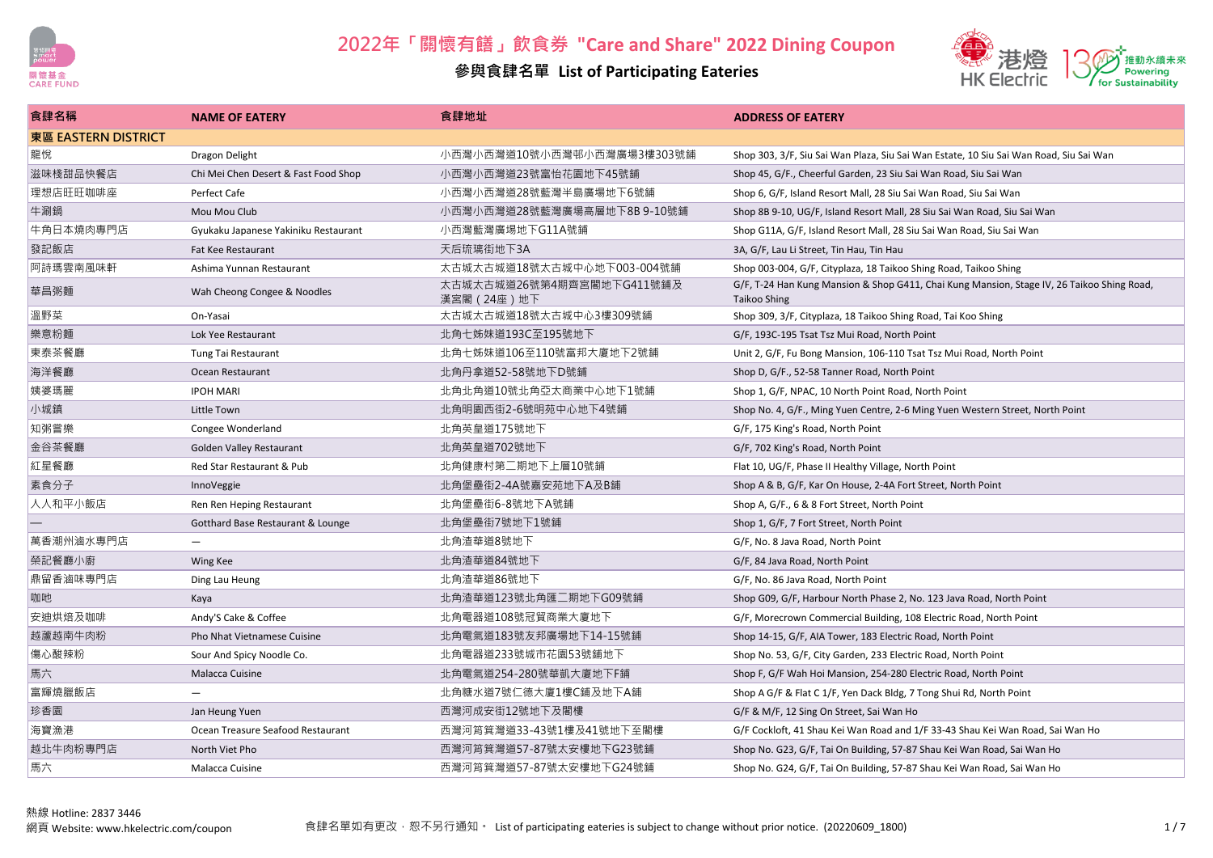# 2022年「關懷有餚」飲食券 "Care and Share" 2022 Dining Coupon

## 參與食肆名單 List of Participating Eateries

| 食肆名稱 | NAME OF EATERY | 食肆地址 | ADDRESS OF EATERY |
|---|---|---|---|
| **東區 EASTERN DISTRICT** | | | |
| 龍悅 | Dragon Delight | 小西灣小西灣道10號小西灣邨小西灣廣場3樓303號舖 | Shop 303, 3/F, Siu Sai Wan Plaza, Siu Sai Wan Estate, 10 Siu Sai Wan Road, Siu Sai Wan |
| 滋味棧甜品快餐店 | Chi Mei Chen Desert & Fast Food Shop | 小西灣小西灣道23號富怡花園地下45號舖 | Shop 45, G/F., Cheerful Garden, 23 Siu Sai Wan Road, Siu Sai Wan |
| 理想店旺旺咖啡座 | Perfect Cafe | 小西灣小西灣道28號藍灣半島廣場地下6號舖 | Shop 6, G/F, Island Resort Mall, 28 Siu Sai Wan Road, Siu Sai Wan |
| 牛涮鍋 | Mou Mou Club | 小西灣小西灣道28號藍灣廣場高層地下8B 9-10號舖 | Shop 8B 9-10, UG/F, Island Resort Mall, 28 Siu Sai Wan Road, Siu Sai Wan |
| 牛角日本燒肉專門店 | Gyukaku Japanese Yakiniku Restaurant | 小西灣藍灣廣場地下G11A號舖 | Shop G11A, G/F, Island Resort Mall, 28 Siu Sai Wan Road, Siu Sai Wan |
| 發記飯店 | Fat Kee Restaurant | 天后琉璃街地下3A | 3A, G/F, Lau Li Street, Tin Hau, Tin Hau |
| 阿詩瑪雲南風味軒 | Ashima Yunnan Restaurant | 太古城太古城道18號太古城中心地下003-004號舖 | Shop 003-004, G/F, Cityplaza, 18 Taikoo Shing Road, Taikoo Shing |
| 華昌粥麵 | Wah Cheong Congee & Noodles | 太古城太古城道26號第4期齊宮閣地下G411號舖及漢宮閣（24座）地下 | G/F, T-24 Han Kung Mansion & Shop G411, Chai Kung Mansion, Stage IV, 26 Taikoo Shing Road, Taikoo Shing |
| 溫野菜 | On-Yasai | 太古城太古城道18號太古城中心3樓309號舖 | Shop 309, 3/F, Cityplaza, 18 Taikoo Shing Road, Tai Koo Shing |
| 樂意粉麵 | Lok Yee Restaurant | 北角七姊妹道193C至195號地下 | G/F, 193C-195 Tsat Tsz Mui Road, North Point |
| 東泰茶餐廳 | Tung Tai Restaurant | 北角七姊妹道106至110號富邦大廈地下2號舖 | Unit 2, G/F, Fu Bong Mansion, 106-110 Tsat Tsz Mui Road, North Point |
| 海洋餐廳 | Ocean Restaurant | 北角丹拿道52-58號地下D號舖 | Shop D, G/F., 52-58 Tanner Road, North Point |
| 姨婆瑪麗 | IPOH MARI | 北角北角道10號北角亞太商業中心地下1號舖 | Shop 1, G/F, NPAC, 10 North Point Road, North Point |
| 小城鎮 | Little Town | 北角明園西街2-6號明苑中心地下4號舖 | Shop No. 4, G/F., Ming Yuen Centre, 2-6 Ming Yuen Western Street, North Point |
| 知粥嘗樂 | Congee Wonderland | 北角英皇道175號地下 | G/F, 175 King's Road, North Point |
| 金谷茶餐廳 | Golden Valley Restaurant | 北角英皇道702號地下 | G/F, 702 King's Road, North Point |
| 紅星餐廳 | Red Star Restaurant & Pub | 北角健康村第二期地下上層10號舖 | Flat 10, UG/F, Phase II Healthy Village, North Point |
| 素食分子 | InnoVeggie | 北角堡壘街2-4A號嘉安苑地下A及B舖 | Shop A & B, G/F, Kar On House, 2-4A Fort Street, North Point |
| 人人和平小飯店 | Ren Ren Heping Restaurant | 北角堡壘街6-8號地下A號舖 | Shop A, G/F., 6 & 8 Fort Street, North Point |
| — | Gotthard Base Restaurant & Lounge | 北角堡壘街7號地下1號舖 | Shop 1, G/F, 7 Fort Street, North Point |
| 萬香潮州滷水專門店 | — | 北角渣華道8號地下 | G/F, No. 8 Java Road, North Point |
| 榮記餐廳小廚 | Wing Kee | 北角渣華道84號地下 | G/F, 84 Java Road, North Point |
| 鼎留香滷味專門店 | Ding Lau Heung | 北角渣華道86號地下 | G/F, No. 86 Java Road, North Point |
| 咖吔 | Kaya | 北角渣華道123號北角匯二期地下G09號舖 | Shop G09, G/F, Harbour North Phase 2, No. 123 Java Road, North Point |
| 安迪烘焙及咖啡 | Andy'S Cake & Coffee | 北角電器道108號冠貿商業大廈地下 | G/F, Morecrown Commercial Building, 108 Electric Road, North Point |
| 越廬越南牛肉粉 | Pho Nhat Vietnamese Cuisine | 北角電氣道183號友邦廣場地下14-15號舖 | Shop 14-15, G/F, AIA Tower, 183 Electric Road, North Point |
| 傷心酸辣粉 | Sour And Spicy Noodle Co. | 北角電器道233號城市花園53號舖地下 | Shop No. 53, G/F, City Garden, 233 Electric Road, North Point |
| 馬六 | Malacca Cuisine | 北角電氣道254-280號華凱大廈地下F舖 | Shop F, G/F Wah Hoi Mansion, 254-280 Electric Road, North Point |
| 富輝燒臘飯店 | — | 北角糖水道7號仁德大廈1樓C舖及地下A舖 | Shop A G/F & Flat C 1/F, Yen Dack Bldg, 7 Tong Shui Rd, North Point |
| 珍香園 | Jan Heung Yuen | 西灣河成安街12號地下及閣樓 | G/F & M/F, 12 Sing On Street, Sai Wan Ho |
| 海寶漁港 | Ocean Treasure Seafood Restaurant | 西灣河筲箕灣道33-43號1樓及41號地下至閣樓 | G/F Cockloft, 41 Shau Kei Wan Road and 1/F 33-43 Shau Kei Wan Road, Sai Wan Ho |
| 越北牛肉粉專門店 | North Viet Pho | 西灣河筲箕灣道57-87號太安樓地下G23號舖 | Shop No. G23, G/F, Tai On Building, 57-87 Shau Kei Wan Road, Sai Wan Ho |
| 馬六 | Malacca Cuisine | 西灣河筲箕灣道57-87號太安樓地下G24號舖 | Shop No. G24, G/F, Tai On Building, 57-87 Shau Kei Wan Road, Sai Wan Ho |

熱線 Hotline: 2837 3446
網頁 Website: www.hkelectric.com/coupon

食肆名單如有更改，恕不另行通知。 List of participating eateries is subject to change without prior notice. (20220609_1800)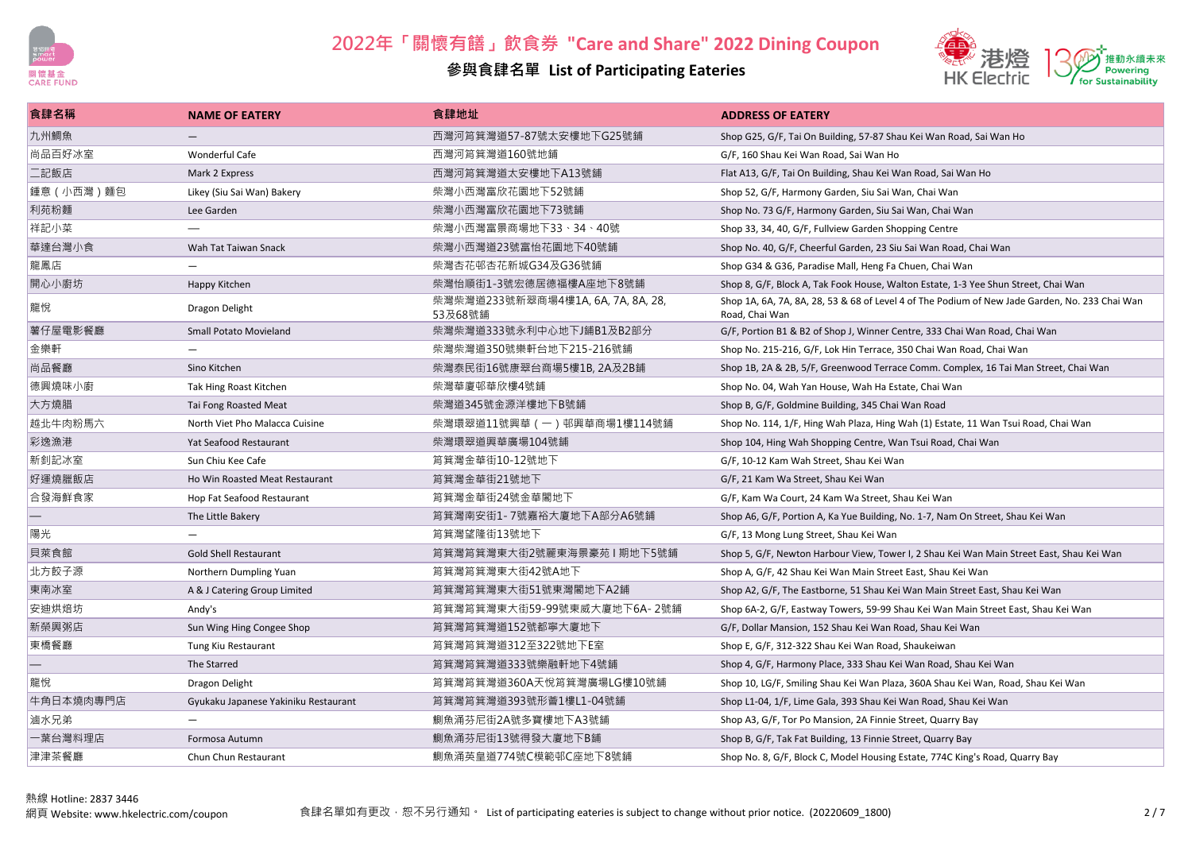# 2022年「關懷有饍」飲食券 "Care and Share" 2022 Dining Coupon

## 參與食肆名單 List of Participating Eateries

| 食肆名稱 | NAME OF EATERY | 食肆地址 | ADDRESS OF EATERY |
|---|---|---|---|
| 九州鯛魚 | — | 西灣河筲箕灣道57-87號太安樓地下G25號鋪 | Shop G25, G/F, Tai On Building, 57-87 Shau Kei Wan Road, Sai Wan Ho |
| 尚品百好冰室 | Wonderful Cafe | 西灣河筲箕灣道160號地鋪 | G/F, 160 Shau Kei Wan Road, Sai Wan Ho |
| 二記飯店 | Mark 2 Express | 西灣河筲箕灣道太安樓地下A13號鋪 | Flat A13, G/F, Tai On Building, Shau Kei Wan Road, Sai Wan Ho |
| 鍾意（小西灣）麵包 | Likey (Siu Sai Wan) Bakery | 柴灣小西灣富欣花園地下52號鋪 | Shop 52, G/F, Harmony Garden, Siu Sai Wan, Chai Wan |
| 利苑粉麵 | Lee Garden | 柴灣小西灣富欣花園地下73號鋪 | Shop No. 73 G/F, Harmony Garden, Siu Sai Wan, Chai Wan |
| 祥記小菜 | — | 柴灣小西灣富景商場地下33、34、40號 | Shop 33, 34, 40, G/F, Fullview Garden Shopping Centre |
| 華達台灣小食 | Wah Tat Taiwan Snack | 柴灣小西灣道23號富怡花園地下40號鋪 | Shop No. 40, G/F, Cheerful Garden, 23 Siu Sai Wan Road, Chai Wan |
| 龍鳳店 | — | 柴灣杏花邨杏花新城G34及G36號鋪 | Shop G34 & G36, Paradise Mall, Heng Fa Chuen, Chai Wan |
| 開心小廚坊 | Happy Kitchen | 柴灣怡順街1-3號宏德居德福樓A座地下8號鋪 | Shop 8, G/F, Block A, Tak Fook House, Walton Estate, 1-3 Yee Shun Street, Chai Wan |
| 龍悅 | Dragon Delight | 柴灣柴灣道233號新翠商場4樓1A, 6A, 7A, 8A, 28, 53及68號鋪 | Shop 1A, 6A, 7A, 8A, 28, 53 & 68 of Level 4 of The Podium of New Jade Garden, No. 233 Chai Wan Road, Chai Wan |
| 薯仔屋電影餐廳 | Small Potato Movieland | 柴灣柴灣道333號永利中心地下J鋪B1及B2部分 | G/F, Portion B1 & B2 of Shop J, Winner Centre, 333 Chai Wan Road, Chai Wan |
| 金樂軒 | — | 柴灣柴灣道350號樂軒台地下215-216號鋪 | Shop No. 215-216, G/F, Lok Hin Terrace, 350 Chai Wan Road, Chai Wan |
| 尚品餐廳 | Sino Kitchen | 柴灣泰民街16號康翠台商場5樓1B, 2A及2B鋪 | Shop 1B, 2A & 2B, 5/F, Greenwood Terrace Comm. Complex, 16 Tai Man Street, Chai Wan |
| 德興燒味小廚 | Tak Hing Roast Kitchen | 柴灣華廈邨華欣樓4號鋪 | Shop No. 04, Wah Yan House, Wah Ha Estate, Chai Wan |
| 大方燒腊 | Tai Fong Roasted Meat | 柴灣道345號金源洋樓地下B號鋪 | Shop B, G/F, Goldmine Building, 345 Chai Wan Road |
| 越北牛肉粉馬六 | North Viet Pho Malacca Cuisine | 柴灣環翠道11號興華（一）邨興華商場1樓114號鋪 | Shop No. 114, 1/F, Hing Wah Plaza, Hing Wah (1) Estate, 11 Wan Tsui Road, Chai Wan |
| 彩逸漁港 | Yat Seafood Restaurant | 柴灣環翠道興華廣場104號鋪 | Shop 104, Hing Wah Shopping Centre, Wan Tsui Road, Chai Wan |
| 新釗記冰室 | Sun Chiu Kee Cafe | 筲箕灣金華街10-12號地下 | G/F, 10-12 Kam Wah Street, Shau Kei Wan |
| 好運燒臘飯店 | Ho Win Roasted Meat Restaurant | 筲箕灣金華街21號地下 | G/F, 21 Kam Wa Street, Shau Kei Wan |
| 合發海鮮食家 | Hop Fat Seafood Restaurant | 筲箕灣金華街24號金華閣地下 | G/F, Kam Wa Court, 24 Kam Wa Street, Shau Kei Wan |
| — | The Little Bakery | 筲箕灣南安街1- 7號嘉裕大廈地下A部分A6號鋪 | Shop A6, G/F, Portion A, Ka Yue Building, No. 1-7, Nam On Street, Shau Kei Wan |
| 陽光 | — | 筲箕灣望隆街13號地下 | G/F, 13 Mong Lung Street, Shau Kei Wan |
| 貝萊食館 | Gold Shell Restaurant | 筲箕灣筲箕灣東大街2號麗東海景豪苑 I 期地下5號鋪 | Shop 5, G/F, Newton Harbour View, Tower I, 2 Shau Kei Wan Main Street East, Shau Kei Wan |
| 北方餃子源 | Northern Dumpling Yuan | 筲箕灣筲箕灣東大街42號A地下 | Shop A, G/F, 42 Shau Kei Wan Main Street East, Shau Kei Wan |
| 東南冰室 | A & J Catering Group Limited | 筲箕灣筲箕灣東大街51號東灣閣地下A2鋪 | Shop A2, G/F, The Eastborne, 51 Shau Kei Wan Main Street East, Shau Kei Wan |
| 安迪烘焙坊 | Andy's | 筲箕灣筲箕灣東大街59-99號東威大廈地下6A- 2號鋪 | Shop 6A-2, G/F, Eastway Towers, 59-99 Shau Kei Wan Main Street East, Shau Kei Wan |
| 新榮興粥店 | Sun Wing Hing Congee Shop | 筲箕灣筲箕灣道152號都寧大廈地下 | G/F, Dollar Mansion, 152 Shau Kei Wan Road, Shau Kei Wan |
| 東橋餐廳 | Tung Kiu Restaurant | 筲箕灣筲箕灣道312至322號地下E室 | Shop E, G/F, 312-322 Shau Kei Wan Road, Shaukeiwan |
| — | The Starred | 筲箕灣筲箕灣道333號樂融軒地下4號鋪 | Shop 4, G/F, Harmony Place, 333 Shau Kei Wan Road, Shau Kei Wan |
| 龍悅 | Dragon Delight | 筲箕灣筲箕灣道360A天悅筲箕灣廣場LG樓10號鋪 | Shop 10, LG/F, Smiling Shau Kei Wan Plaza, 360A Shau Kei Wan, Road, Shau Kei Wan |
| 牛角日本燒肉專門店 | Gyukaku Japanese Yakiniku Restaurant | 筲箕灣筲箕灣道393號形薈1樓L1-04號鋪 | Shop L1-04, 1/F, Lime Gala, 393 Shau Kei Wan Road, Shau Kei Wan |
| 滷水兄弟 | — | 鰂魚涌芬尼街2A號多寶樓地下A3號鋪 | Shop A3, G/F, Tor Po Mansion, 2A Finnie Street, Quarry Bay |
| 一葉台灣料理店 | Formosa Autumn | 鰂魚涌芬尼街13號得發大廈地下B鋪 | Shop B, G/F, Tak Fat Building, 13 Finnie Street, Quarry Bay |
| 津津茶餐廳 | Chun Chun Restaurant | 鰂魚涌英皇道774號C模範邨C座地下8號鋪 | Shop No. 8, G/F, Block C, Model Housing Estate, 774C King's Road, Quarry Bay |

熱線 Hotline: 2837 3446

網頁 Website: www.hkelectric.com/coupon

食肆名單如有更改，恕不另行通知。 List of participating eateries is subject to change without prior notice. (20220609_1800)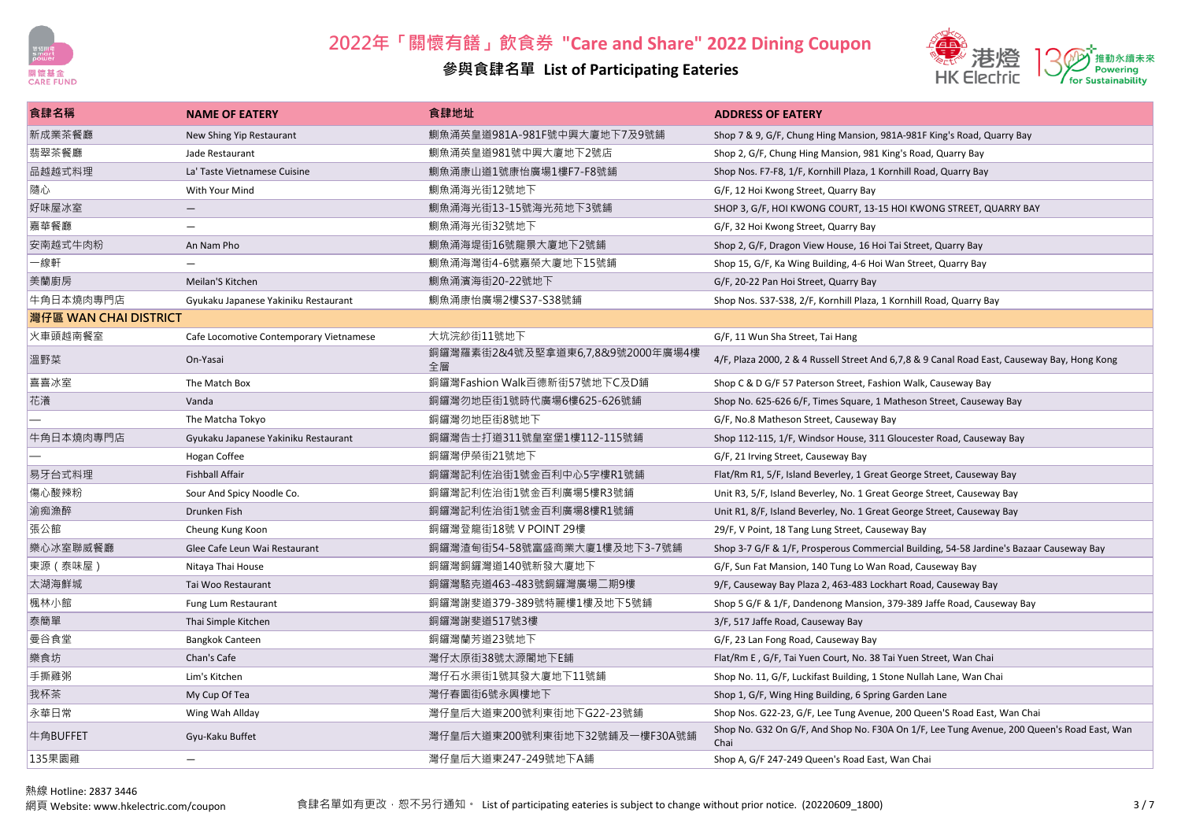# 2022年「關懷有膳」飲食券 "Care and Share" 2022 Dining Coupon

## 參與食肆名單 List of Participating Eateries

| 食肆名稱 | NAME OF EATERY | 食肆地址 | ADDRESS OF EATERY |
|---|---|---|---|
| 新成業茶餐廳 | New Shing Yip Restaurant | 鰂魚涌英皇道981A-981F號中興大廈地下7及9號鋪 | Shop 7 & 9, G/F, Chung Hing Mansion, 981A-981F King's Road, Quarry Bay |
| 翡翠茶餐廳 | Jade Restaurant | 鰂魚涌英皇道981號中興大廈地下2號店 | Shop 2, G/F, Chung Hing Mansion, 981 King's Road, Quarry Bay |
| 品越越式料理 | La' Taste Vietnamese Cuisine | 鰂魚涌康山道1號康怡廣場1樓F7-F8號鋪 | Shop Nos. F7-F8, 1/F, Kornhill Plaza, 1 Kornhill Road, Quarry Bay |
| 隨心 | With Your Mind | 鰂魚涌海光街12號地下 | G/F, 12 Hoi Kwong Street, Quarry Bay |
| 好味屋冰室 | — | 鰂魚涌海光街13-15號海光苑地下3號鋪 | SHOP 3, G/F, HOI KWONG COURT, 13-15 HOI KWONG STREET, QUARRY BAY |
| 嘉華餐廳 | — | 鰂魚涌海光街32號地下 | G/F, 32 Hoi Kwong Street, Quarry Bay |
| 安南越式牛肉粉 | An Nam Pho | 鰂魚涌海堤街16號龍景大廈地下2號鋪 | Shop 2, G/F, Dragon View House, 16 Hoi Tai Street, Quarry Bay |
| 一線軒 | — | 鰂魚涌海灣街4-6號嘉榮大廈地下15號鋪 | Shop 15, G/F, Ka Wing Building, 4-6 Hoi Wan Street, Quarry Bay |
| 美蘭廚房 | Meilan'S Kitchen | 鰂魚涌濱海街20-22號地下 | G/F, 20-22 Pan Hoi Street, Quarry Bay |
| 牛角日本燒肉專門店 | Gyukaku Japanese Yakiniku Restaurant | 鰂魚涌康怡廣場2樓S37-S38號鋪 | Shop Nos. S37-S38, 2/F, Kornhill Plaza, 1 Kornhill Road, Quarry Bay |
| **灣仔區 WAN CHAI DISTRICT** | | | |
| 火車頭越南餐室 | Cafe Locomotive Contemporary Vietnamese | 大坑浣紗街11號地下 | G/F, 11 Wun Sha Street, Tai Hang |
| 溫野菜 | On-Yasai | 銅鑼灣羅素街2&4號及堅拿道東6,7,8&9號2000年廣場4樓全層 | 4/F, Plaza 2000, 2 & 4 Russell Street And 6,7,8 & 9 Canal Road East, Causeway Bay, Hong Kong |
| 喜喜冰室 | The Match Box | 銅鑼灣Fashion Walk百德新街57號地下C及D鋪 | Shop C & D G/F 57 Paterson Street, Fashion Walk, Causeway Bay |
| 花濱 | Vanda | 銅鑼灣勿地臣街1號時代廣場6樓625-626號鋪 | Shop No. 625-626 6/F, Times Square, 1 Matheson Street, Causeway Bay |
| — | The Matcha Tokyo | 銅鑼灣勿地臣街8號地下 | G/F, No.8 Matheson Street, Causeway Bay |
| 牛角日本燒肉專門店 | Gyukaku Japanese Yakiniku Restaurant | 銅鑼灣告士打道311號皇室堡1樓112-115號鋪 | Shop 112-115, 1/F, Windsor House, 311 Gloucester Road, Causeway Bay |
| — | Hogan Coffee | 銅鑼灣伊榮街21號地下 | G/F, 21 Irving Street, Causeway Bay |
| 易牙台式料理 | Fishball Affair | 銅鑼灣記利佐治街1號金百利中心5字樓R1號鋪 | Flat/Rm R1, 5/F, Island Beverley, 1 Great George Street, Causeway Bay |
| 傷心酸辣粉 | Sour And Spicy Noodle Co. | 銅鑼灣記利佐治街1號金百利廣場5樓R3號鋪 | Unit R3, 5/F, Island Beverley, No. 1 Great George Street, Causeway Bay |
| 渝痴漁醉 | Drunken Fish | 銅鑼灣記利佐治街1號金百利廣場8樓R1號鋪 | Unit R1, 8/F, Island Beverley, No. 1 Great George Street, Causeway Bay |
| 張公館 | Cheung Kung Koon | 銅鑼灣登龍街18號 V POINT 29樓 | 29/F, V Point, 18 Tang Lung Street, Causeway Bay |
| 樂心冰室聯威餐廳 | Glee Cafe Leun Wai Restaurant | 銅鑼灣渣甸街54-58號富盛商業大廈1樓及地下3-7號鋪 | Shop 3-7 G/F & 1/F, Prosperous Commercial Building, 54-58 Jardine's Bazaar Causeway Bay |
| 東源（泰味屋） | Nitaya Thai House | 銅鑼灣銅鑼灣道140號新發大廈地下 | G/F, Sun Fat Mansion, 140 Tung Lo Wan Road, Causeway Bay |
| 太湖海鮮城 | Tai Woo Restaurant | 銅鑼灣駱克道463-483號銅鑼灣廣場二期9樓 | 9/F, Causeway Bay Plaza 2, 463-483 Lockhart Road, Causeway Bay |
| 楓林小館 | Fung Lum Restaurant | 銅鑼灣謝斐道379-389號特麗樓1樓及地下5號鋪 | Shop 5 G/F & 1/F, Dandenong Mansion, 379-389 Jaffe Road, Causeway Bay |
| 泰簡單 | Thai Simple Kitchen | 銅鑼灣謝斐道517號3樓 | 3/F, 517 Jaffe Road, Causeway Bay |
| 曼谷食堂 | Bangkok Canteen | 銅鑼灣蘭芳道23號地下 | G/F, 23 Lan Fong Road, Causeway Bay |
| 樂食坊 | Chan's Cafe | 灣仔太原街38號太源閣地下E鋪 | Flat/Rm E , G/F, Tai Yuen Court, No. 38 Tai Yuen Street, Wan Chai |
| 手撕雞粥 | Lim's Kitchen | 灣仔石水渠街1號其發大廈地下11號鋪 | Shop No. 11, G/F, Luckifast Building, 1 Stone Nullah Lane, Wan Chai |
| 我杯茶 | My Cup Of Tea | 灣仔春園街6號永興樓地下 | Shop 1, G/F, Wing Hing Building, 6 Spring Garden Lane |
| 永華日常 | Wing Wah Allday | 灣仔皇后大道東200號利東街地下G22-23號鋪 | Shop Nos. G22-23, G/F, Lee Tung Avenue, 200 Queen'S Road East, Wan Chai |
| 牛角BUFFET | Gyu-Kaku Buffet | 灣仔皇后大道東200號利東街地下32號鋪及一樓F30A號鋪 | Shop No. G32 On G/F, And Shop No. F30A On 1/F, Lee Tung Avenue, 200 Queen'S Road East, Wan Chai |
| 135果園雞 | — | 灣仔皇后大道東247-249號地下A鋪 | Shop A, G/F 247-249 Queen's Road East, Wan Chai |

熱線 Hotline: 2837 3446
網頁 Website: www.hkelectric.com/coupon

食肆名單如有更改，恕不另行通知。 List of participating eateries is subject to change without prior notice. (20220609_1800)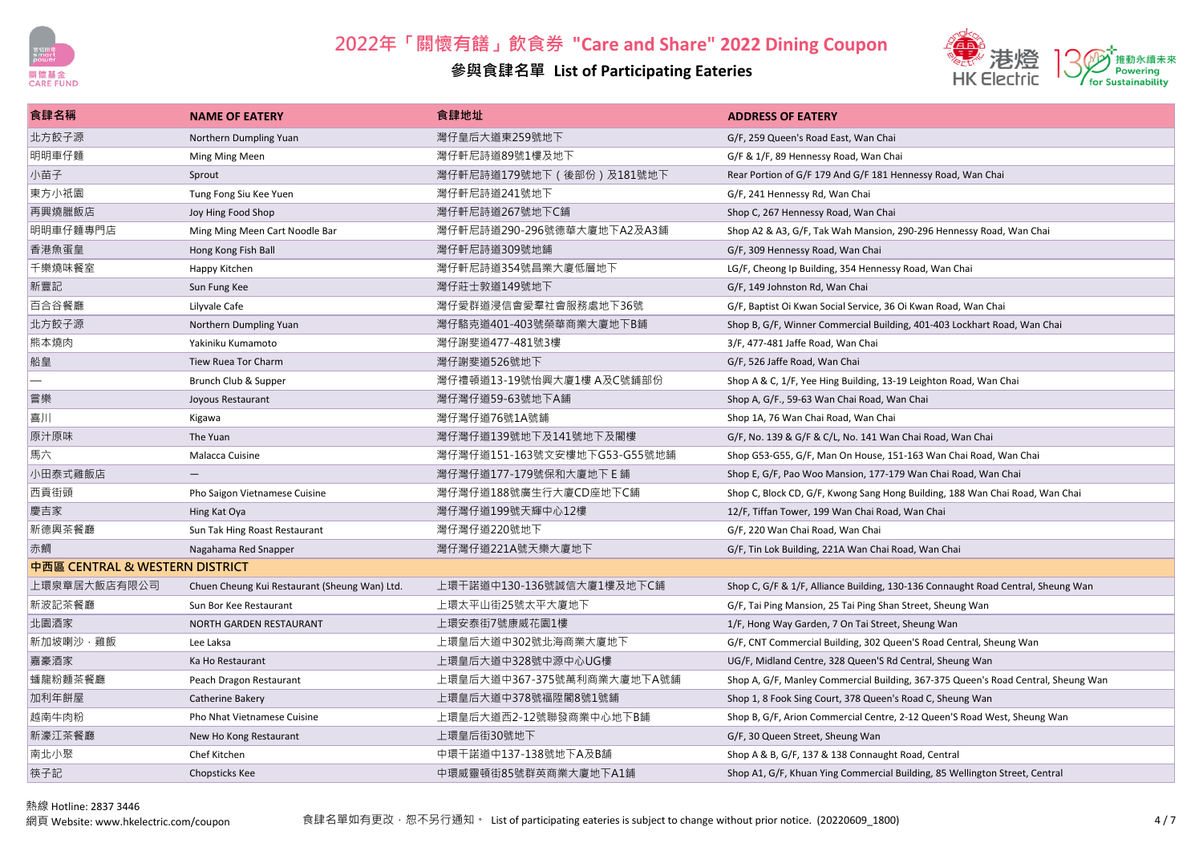# 2022年「關懷有膳」飲食券 "Care and Share" 2022 Dining Coupon

## 參與食肆名單 List of Participating Eateries

| 食肆名稱 | NAME OF EATERY | 食肆地址 | ADDRESS OF EATERY |
|---|---|---|---|
| 北方餃子源 | Northern Dumpling Yuan | 灣仔皇后大道東259號地下 | G/F, 259 Queen's Road East, Wan Chai |
| 明明車仔麵 | Ming Ming Meen | 灣仔軒尼詩道89號1樓及地下 | G/F & 1/F, 89 Hennessy Road, Wan Chai |
| 小苗子 | Sprout | 灣仔軒尼詩道179號地下（後部份）及181號地下 | Rear Portion of G/F 179 And G/F 181 Hennessy Road, Wan Chai |
| 東方小祇園 | Tung Fong Siu Kee Yuen | 灣仔軒尼詩道241號地下 | G/F, 241 Hennessy Rd, Wan Chai |
| 再興燒臘飯店 | Joy Hing Food Shop | 灣仔軒尼詩道267號地下C舖 | Shop C, 267 Hennessy Road, Wan Chai |
| 明明車仔麵專門店 | Ming Ming Meen Cart Noodle Bar | 灣仔軒尼詩道290-296號德華大廈地下A2及A3舖 | Shop A2 & A3, G/F, Tak Wah Mansion, 290-296 Hennessy Road, Wan Chai |
| 香港魚蛋皇 | Hong Kong Fish Ball | 灣仔軒尼詩道309號地舖 | G/F, 309 Hennessy Road, Wan Chai |
| 千樂燒味餐室 | Happy Kitchen | 灣仔軒尼詩道354號昌業大廈低層地下 | LG/F, Cheong Ip Building, 354 Hennessy Road, Wan Chai |
| 新豐記 | Sun Fung Kee | 灣仔莊士敦道149號地下 | G/F, 149 Johnston Rd, Wan Chai |
| 百合谷餐廳 | Lilyvale Cafe | 灣仔愛群道浸信會愛羣社會服務處地下36號 | G/F, Baptist Oi Kwan Social Service, 36 Oi Kwan Road, Wan Chai |
| 北方餃子源 | Northern Dumpling Yuan | 灣仔駱克道401-403號榮華商業大廈地下B舖 | Shop B, G/F, Winner Commercial Building, 401-403 Lockhart Road, Wan Chai |
| 熊本燒肉 | Yakiniku Kumamoto | 灣仔謝斐道477-481號3樓 | 3/F, 477-481 Jaffe Road, Wan Chai |
| 船皇 | Tiew Ruea Tor Charm | 灣仔謝斐道526號地下 | G/F, 526 Jaffe Road, Wan Chai |
| — | Brunch Club & Supper | 灣仔禮頓道13-19號怡興大廈1樓 A及C號舖部份 | Shop A & C, 1/F, Yee Hing Building, 13-19 Leighton Road, Wan Chai |
| 嘗樂 | Joyous Restaurant | 灣仔灣仔道59-63號地下A舖 | Shop A, G/F., 59-63 Wan Chai Road, Wan Chai |
| 喜川 | Kigawa | 灣仔灣仔道76號1A號舖 | Shop 1A, 76 Wan Chai Road, Wan Chai |
| 原汁原味 | The Yuan | 灣仔灣仔道139號地下及141號地下及閣樓 | G/F, No. 139 & G/F & C/L, No. 141 Wan Chai Road, Wan Chai |
| 馬六 | Malacca Cuisine | 灣仔灣仔道151-163號文安樓地下G53-G55號地舖 | Shop G53-G55, G/F, Man On House, 151-163 Wan Chai Road, Wan Chai |
| 小田泰式雞飯店 | — | 灣仔灣仔道177-179號保和大廈地下 E 舖 | Shop E, G/F, Pao Woo Mansion, 177-179 Wan Chai Road, Wan Chai |
| 西貢街頭 | Pho Saigon Vietnamese Cuisine | 灣仔灣仔道188號廣生行大廈CD座地下C舖 | Shop C, Block CD, G/F, Kwong Sang Hong Building, 188 Wan Chai Road, Wan Chai |
| 慶吉家 | Hing Kat Oya | 灣仔灣仔道199號天輝中心12樓 | 12/F, Tiffan Tower, 199 Wan Chai Road, Wan Chai |
| 新德興茶餐廳 | Sun Tak Hing Roast Restaurant | 灣仔灣仔道220號地下 | G/F, 220 Wan Chai Road, Wan Chai |
| 赤鯛 | Nagahama Red Snapper | 灣仔灣仔道221A號天樂大廈地下 | G/F, Tin Lok Building, 221A Wan Chai Road, Wan Chai |
| **中西區 CENTRAL & WESTERN DISTRICT** | | | |
| 上環泉章居大飯店有限公司 | Chuen Cheung Kui Restaurant (Sheung Wan) Ltd. | 上環干諾道中130-136號誠信大廈1樓及地下C舖 | Shop C, G/F & 1/F, Alliance Building, 130-136 Connaught Road Central, Sheung Wan |
| 新波記茶餐廳 | Sun Bor Kee Restaurant | 上環太平山街25號太平大廈地下 | G/F, Tai Ping Mansion, 25 Tai Ping Shan Street, Sheung Wan |
| 北園酒家 | NORTH GARDEN RESTAURANT | 上環安泰街7號康威花園1樓 | 1/F, Hong Way Garden, 7 On Tai Street, Sheung Wan |
| 新加坡喇沙．雞飯 | Lee Laksa | 上環皇后大道中302號北海商業大廈地下 | G/F, CNT Commercial Building, 302 Queen'S Road Central, Sheung Wan |
| 嘉豪酒家 | Ka Ho Restaurant | 上環皇后大道中328號中源中心UG樓 | UG/F, Midland Centre, 328 Queen'S Rd Central, Sheung Wan |
| 蟠龍粉麵茶餐廳 | Peach Dragon Restaurant | 上環皇后大道中367-375號萬利商業大廈地下A號舖 | Shop A, G/F, Manley Commercial Building, 367-375 Queen's Road Central, Sheung Wan |
| 加利年餅屋 | Catherine Bakery | 上環皇后大道中378號福陞閣8號1號舖 | Shop 1, 8 Fook Sing Court, 378 Queen's Road C, Sheung Wan |
| 越南牛肉粉 | Pho Nhat Vietnamese Cuisine | 上環皇后大道西2-12號聯發商業中心地下B舖 | Shop B, G/F, Arion Commercial Centre, 2-12 Queen'S Road West, Sheung Wan |
| 新濠江茶餐廳 | New Ho Kong Restaurant | 上環皇后街30號地下 | G/F, 30 Queen Street, Sheung Wan |
| 南北小聚 | Chef Kitchen | 中環干諾道中137-138號地下A及B舖 | Shop A & B, G/F, 137 & 138 Connaught Road, Central |
| 筷子記 | Chopsticks Kee | 中環威靈頓街85號群英商業大廈地下A1舖 | Shop A1, G/F, Khuan Ying Commercial Building, 85 Wellington Street, Central |

熱線 Hotline: 2837 3446
網頁 Website: www.hkelectric.com/coupon

食肆名單如有更改，恕不另行通知。 List of participating eateries is subject to change without prior notice. (20220609_1800)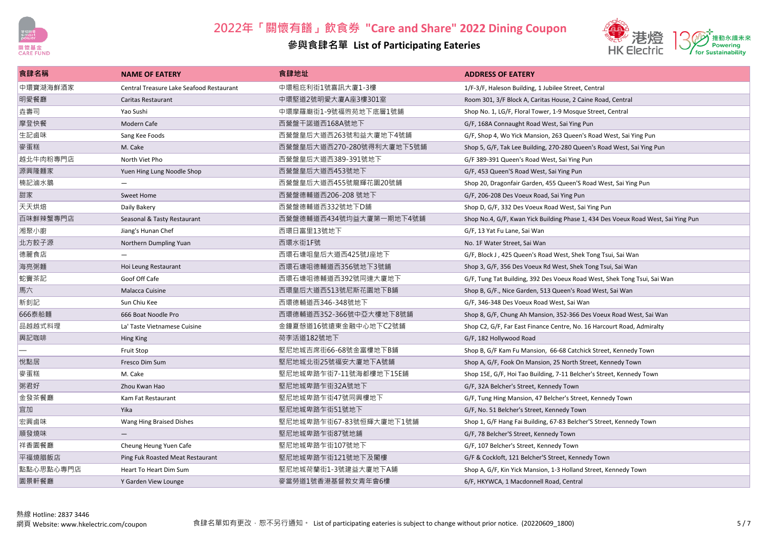# 2022年「關懷有膳」飲食券 "Care and Share" 2022 Dining Coupon

## 參與食肆名單 List of Participating Eateries

| 食肆名稱 | NAME OF EATERY | 食肆地址 | ADDRESS OF EATERY |
|---|---|---|---|
| 中環寶湖海鮮酒家 | Central Treasure Lake Seafood Restaurant | 中環租庇利街1號喜訊大廈1-3樓 | 1/F-3/F, Haleson Building, 1 Jubilee Street, Central |
| 明愛餐廳 | Caritas Restaurant | 中環堅道2號明愛大廈A座3樓301室 | Room 301, 3/F Block A, Caritas House, 2 Caine Road, Central |
| 垚壽司 | Yao Sushi | 中環摩羅廟街1-9號福熙苑地下底層1號鋪 | Shop No. 1, LG/F, Floral Tower, 1-9 Mosque Street, Central |
| 摩登快餐 | Modern Cafe | 西營盤干諾道西168A號地下 | G/F, 168A Connaught Road West, Sai Ying Pun |
| 生記鹵味 | Sang Kee Foods | 西營盤皇后大道西263號和益大廈地下4號鋪 | G/F, Shop 4, Wo Yick Mansion, 263 Queen's Road West, Sai Ying Pun |
| 麥蛋糕 | M. Cake | 西營盤皇后大道西270-280號得利大廈地下5號鋪 | Shop 5, G/F, Tak Lee Building, 270-280 Queen's Road West, Sai Ying Pun |
| 越北牛肉粉專門店 | North Viet Pho | 西營盤皇后大道西389-391號地下 | G/F 389-391 Queen's Road West, Sai Ying Pun |
| 源興隆麵家 | Yuen Hing Lung Noodle Shop | 西營盤皇后大道西453號地下 | G/F, 453 Queen'S Road West, Sai Ying Pun |
| 椖記滷水鵝 | — | 西營盤皇后大道西455號龍輝花園20號鋪 | Shop 20, Dragonfair Garden, 455 Queen'S Road West, Sai Ying Pun |
| 甜家 | Sweet Home | 西營盤德輔道西206-208 號地下 | G/F, 206-208 Des Voeux Road, Sai Ying Pun |
| 天天烘焙 | Daily Bakery | 西營盤德輔道西332號地下D鋪 | Shop D, G/F, 332 Des Voeux Road West, Sai Ying Pun |
| 百味鮮辣蟹專門店 | Seasonal & Tasty Restaurant | 西營盤德輔道西434號均益大廈第一期地下4號鋪 | Shop No.4, G/F, Kwan Yick Building Phase 1, 434 Des Voeux Road West, Sai Ying Pun |
| 湘聚小廚 | Jiang's Hunan Chef | 西環日富里13號地下 | G/F, 13 Yat Fu Lane, Sai Wan |
| 北方餃子源 | Northern Dumpling Yuan | 西環水街1F號 | No. 1F Water Street, Sai Wan |
| 德麗食店 | — | 西環石塘咀皇后大道西425號J座地下 | G/F, Block J , 425 Queen's Road West, Shek Tong Tsui, Sai Wan |
| 海亮粥麵 | Hoi Leung Restaurant | 西環石塘咀德輔道西356號地下3號鋪 | Shop 3, G/F, 356 Des Voeux Rd West, Shek Tong Tsui, Sai Wan |
| 蛇竇茶記 | Goof Off Cafe | 西環石塘咀德輔道西392號同達大廈地下 | G/F, Tung Tat Building, 392 Des Voeux Road West, Shek Tong Tsui, Sai Wan |
| 馬六 | Malacca Cuisine | 西環皇后大道西513號尼斯花園地下B鋪 | Shop B, G/F., Nice Garden, 513 Queen's Road West, Sai Wan |
| 新釗記 | Sun Chiu Kee | 西環德輔道西346-348號地下 | G/F, 346-348 Des Voeux Road West, Sai Wan |
| 666泰船麵 | 666 Boat Noodle Pro | 西環德輔道西352-366號中亞大樓地下8號鋪 | Shop 8, G/F, Chung Ah Mansion, 352-366 Des Voeux Road West, Sai Wan |
| 品越越式料理 | La' Taste Vietnamese Cuisine | 金鐘夏慤道16號遠東金融中心地下C2號鋪 | Shop C2, G/F, Far East Finance Centre, No. 16 Harcourt Road, Admiralty |
| 興記咖啡 | Hing King | 荷李活道182號地下 | G/F, 182 Hollywood Road |
| — | Fruit Stop | 堅尼地城吉席街66-68號金富樓地下B鋪 | Shop B, G/F Kam Fu Mansion, 66-68 Catchick Street, Kennedy Town |
| 悅點居 | Fresco Dim Sum | 堅尼地城北街25號福安大廈地下A號鋪 | Shop A, G/F, Fook On Mansion, 25 North Street, Kennedy Town |
| 麥蛋糕 | M. Cake | 堅尼地城卑路乍街7-11號海都樓地下15E鋪 | Shop 15E, G/F, Hoi Tao Building, 7-11 Belcher's Street, Kennedy Town |
| 粥君好 | Zhou Kwan Hao | 堅尼地城卑路乍街32A號地下 | G/F, 32A Belcher's Street, Kennedy Town |
| 金發茶餐廳 | Kam Fat Restaurant | 堅尼地城卑路乍街47號同興樓地下 | G/F, Tung Hing Mansion, 47 Belcher's Street, Kennedy Town |
| 宜加 | Yika | 堅尼地城卑路乍街51號地下 | G/F, No. 51 Belcher's Street, Kennedy Town |
| 宏興鹵味 | Wang Hing Braised Dishes | 堅尼地城卑路乍街67-83號恒輝大廈地下1號鋪 | Shop 1, G/F Hang Fai Building, 67-83 Belcher'S Street, Kennedy Town |
| 順發燒味 | — | 堅尼地城卑路乍街87號地鋪 | G/F, 78 Belcher'S Street, Kennedy Town |
| 祥香園餐廳 | Cheung Heung Yuen Cafe | 堅尼地城卑路乍街107號地下 | G/F, 107 Belcher's Street, Kennedy Town |
| 平福燒臘飯店 | Ping Fuk Roasted Meat Restaurant | 堅尼地城卑路乍街121號地下及閣樓 | G/F & Cockloft, 121 Belcher'S Street, Kennedy Town |
| 點點心思點心專門店 | Heart To Heart Dim Sum | 堅尼地城荷蘭街1-3號建益大廈地下A鋪 | Shop A, G/F, Kin Yick Mansion, 1-3 Holland Street, Kennedy Town |
| 園景軒餐廳 | Y Garden View Lounge | 麥當勞道1號香港基督教女青年會6樓 | 6/F, HKYWCA, 1 Macdonnell Road, Central |

熱線 Hotline: 2837 3446
網頁 Website: www.hkelectric.com/coupon

食肆名單如有更改，恕不另行通知。 List of participating eateries is subject to change without prior notice. (20220609_1800)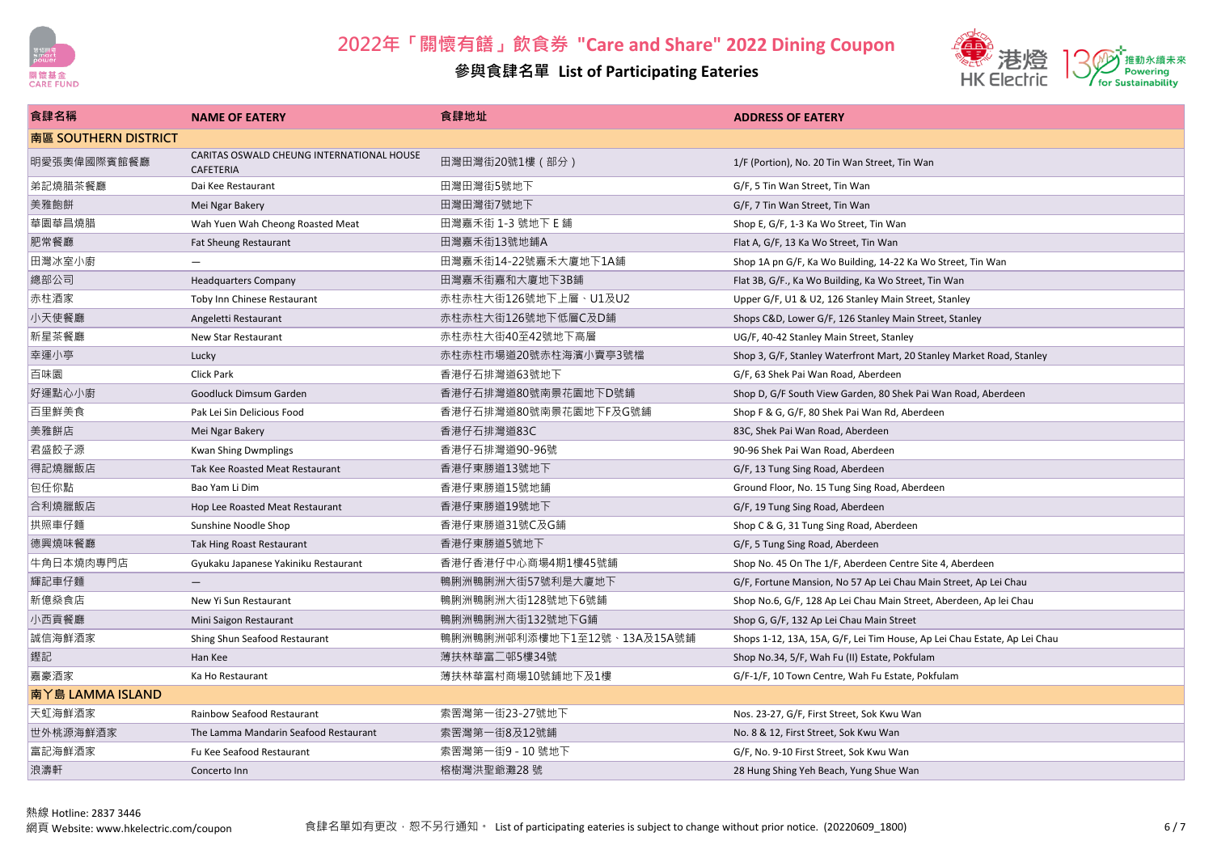# 2022年「關懷有饍」飲食券 "Care and Share" 2022 Dining Coupon

## 參與食肆名單 List of Participating Eateries

| 食肆名稱 | NAME OF EATERY | 食肆地址 | ADDRESS OF EATERY |
|---|---|---|---|
| **南區 SOUTHERN DISTRICT** | | | |
| 明愛張奧偉國際賓館餐廳 | CARITAS OSWALD CHEUNG INTERNATIONAL HOUSE CAFETERIA | 田灣田灣街20號1樓（部分） | 1/F (Portion), No. 20 Tin Wan Street, Tin Wan |
| 弟記燒腊茶餐廳 | Dai Kee Restaurant | 田灣田灣街5號地下 | G/F, 5 Tin Wan Street, Tin Wan |
| 美雅飽餅 | Mei Ngar Bakery | 田灣田灣街7號地下 | G/F, 7 Tin Wan Street, Tin Wan |
| 華園華昌燒腊 | Wah Yuen Wah Cheong Roasted Meat | 田灣嘉禾街 1-3 號地下 E 鋪 | Shop E, G/F, 1-3 Ka Wo Street, Tin Wan |
| 肥常餐廳 | Fat Sheung Restaurant | 田灣嘉禾街13號地鋪A | Flat A, G/F, 13 Ka Wo Street, Tin Wan |
| 田灣冰室小廚 | — | 田灣嘉禾街14-22號嘉禾大廈地下1A鋪 | Shop 1A pn G/F, Ka Wo Building, 14-22 Ka Wo Street, Tin Wan |
| 總部公司 | Headquarters Company | 田灣嘉禾街嘉和大廈地下3B鋪 | Flat 3B, G/F., Ka Wo Building, Ka Wo Street, Tin Wan |
| 赤柱酒家 | Toby Inn Chinese Restaurant | 赤柱赤柱大街126號地下上層、U1及U2 | Upper G/F, U1 & U2, 126 Stanley Main Street, Stanley |
| 小天使餐廳 | Angeletti Restaurant | 赤柱赤柱大街126號地下低層C及D鋪 | Shops C&D, Lower G/F, 126 Stanley Main Street, Stanley |
| 新星茶餐廳 | New Star Restaurant | 赤柱赤柱大街40至42號地下高層 | UG/F, 40-42 Stanley Main Street, Stanley |
| 幸運小亭 | Lucky | 赤柱赤柱市場道20號赤柱海濱小賣亭3號檔 | Shop 3, G/F, Stanley Waterfront Mart, 20 Stanley Market Road, Stanley |
| 百味園 | Click Park | 香港仔石排灣道63號地下 | G/F, 63 Shek Pai Wan Road, Aberdeen |
| 好運點心小廚 | Goodluck Dimsum Garden | 香港仔石排灣道80號南景花園地下D號鋪 | Shop D, G/F South View Garden, 80 Shek Pai Wan Road, Aberdeen |
| 百里鮮美食 | Pak Lei Sin Delicious Food | 香港仔石排灣道80號南景花園地下F及G號鋪 | Shop F & G, G/F, 80 Shek Pai Wan Rd, Aberdeen |
| 美雅餅店 | Mei Ngar Bakery | 香港仔石排灣道83C | 83C, Shek Pai Wan Road, Aberdeen |
| 君盛餃子源 | Kwan Shing Dwmplings | 香港仔石排灣道90-96號 | 90-96 Shek Pai Wan Road, Aberdeen |
| 得記燒臘飯店 | Tak Kee Roasted Meat Restaurant | 香港仔東勝道13號地下 | G/F, 13 Tung Sing Road, Aberdeen |
| 包任你點 | Bao Yam Li Dim | 香港仔東勝道15號地鋪 | Ground Floor, No. 15 Tung Sing Road, Aberdeen |
| 合利燒臘飯店 | Hop Lee Roasted Meat Restaurant | 香港仔東勝道19號地下 | G/F, 19 Tung Sing Road, Aberdeen |
| 拱照車仔麵 | Sunshine Noodle Shop | 香港仔東勝道31號C及G鋪 | Shop C & G, 31 Tung Sing Road, Aberdeen |
| 德興燒味餐廳 | Tak Hing Roast Restaurant | 香港仔東勝道5號地下 | G/F, 5 Tung Sing Road, Aberdeen |
| 牛角日本燒肉專門店 | Gyukaku Japanese Yakiniku Restaurant | 香港仔香港仔中心商場4期1樓45號鋪 | Shop No. 45 On The 1/F, Aberdeen Centre Site 4, Aberdeen |
| 輝記車仔麵 | — | 鴨脷洲鴨脷洲大街57號利是大廈地下 | G/F, Fortune Mansion, No 57 Ap Lei Chau Main Street, Ap Lei Chau |
| 新億燊食店 | New Yi Sun Restaurant | 鴨脷洲鴨脷洲大街128號地下6號鋪 | Shop No.6, G/F, 128 Ap Lei Chau Main Street, Aberdeen, Ap lei Chau |
| 小西貢餐廳 | Mini Saigon Restaurant | 鴨脷洲鴨脷洲大街132號地下G鋪 | Shop G, G/F, 132 Ap Lei Chau Main Street |
| 誠信海鮮酒家 | Shing Shun Seafood Restaurant | 鴨脷洲鴨脷洲邨利添樓地下1至12號、13A及15A號鋪 | Shops 1-12, 13A, 15A, G/F, Lei Tim House, Ap Lei Chau Estate, Ap Lei Chau |
| 鏗記 | Han Kee | 薄扶林華富二邨5樓34號 | Shop No.34, 5/F, Wah Fu (II) Estate, Pokfulam |
| 嘉豪酒家 | Ka Ho Restaurant | 薄扶林華富村商場10號鋪地下及1樓 | G/F-1/F, 10 Town Centre, Wah Fu Estate, Pokfulam |
| **南丫島 LAMMA ISLAND** | | | |
| 天虹海鮮酒家 | Rainbow Seafood Restaurant | 索罟灣第一街23-27號地下 | Nos. 23-27, G/F, First Street, Sok Kwu Wan |
| 世外桃源海鮮酒家 | The Lamma Mandarin Seafood Restaurant | 索罟灣第一街8及12號鋪 | No. 8 & 12, First Street, Sok Kwu Wan |
| 富記海鮮酒家 | Fu Kee Seafood Restaurant | 索罟灣第一街9 - 10 號地下 | G/F, No. 9-10 First Street, Sok Kwu Wan |
| 浪濤軒 | Concerto Inn | 榕樹灣洪聖爺灘28 號 | 28 Hung Shing Yeh Beach, Yung Shue Wan |

熱線 Hotline: 2837 3446
網頁 Website: www.hkelectric.com/coupon

食肆名單如有更改，恕不另行通知。 List of participating eateries is subject to change without prior notice. (20220609_1800)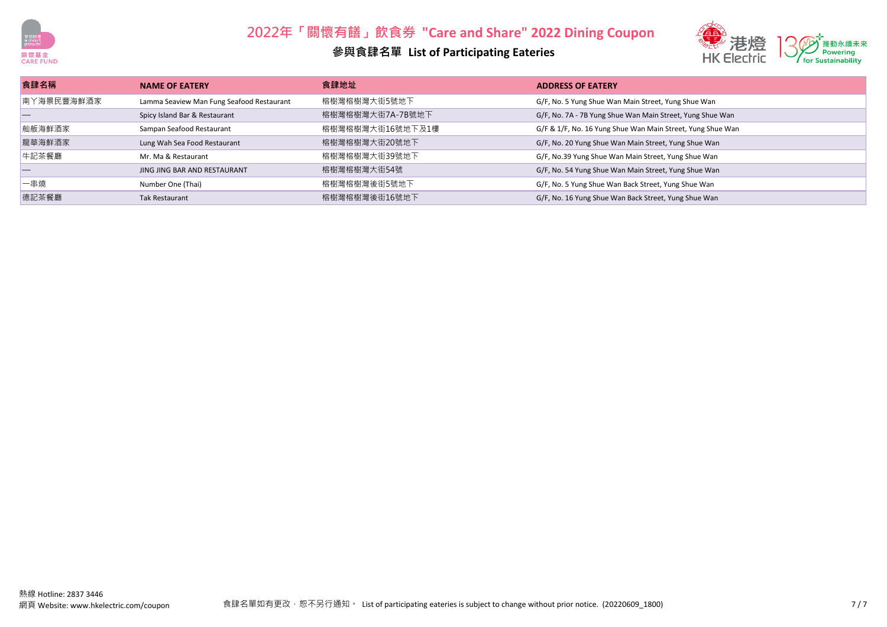# 2022年「關懷有膳」飲食券 "Care and Share" 2022 Dining Coupon

## 參與食肆名單 List of Participating Eateries

| 食肆名稱 | NAME OF EATERY | 食肆地址 | ADDRESS OF EATERY |
|---|---|---|---|
| 南丫海景民豐海鮮酒家 | Lamma Seaview Man Fung Seafood Restaurant | 榕樹灣榕樹灣大街5號地下 | G/F, No. 5 Yung Shue Wan Main Street, Yung Shue Wan |
| — | Spicy Island Bar & Restaurant | 榕樹灣榕樹灣大街7A-7B號地下 | G/F, No. 7A - 7B Yung Shue Wan Main Street, Yung Shue Wan |
| 舢舨海鮮酒家 | Sampan Seafood Restaurant | 榕樹灣榕樹灣大街16號地下及1樓 | G/F & 1/F, No. 16 Yung Shue Wan Main Street, Yung Shue Wan |
| 龍華海鮮酒家 | Lung Wah Sea Food Restaurant | 榕樹灣榕樹灣大街20號地下 | G/F, No. 20 Yung Shue Wan Main Street, Yung Shue Wan |
| 牛記茶餐廳 | Mr. Ma & Restaurant | 榕樹灣榕樹灣大街39號地下 | G/F, No.39 Yung Shue Wan Main Street, Yung Shue Wan |
| — | JING JING BAR AND RESTAURANT | 榕樹灣榕樹灣大街54號 | G/F, No. 54 Yung Shue Wan Main Street, Yung Shue Wan |
| 一串燒 | Number One (Thai) | 榕樹灣榕樹灣後街5號地下 | G/F, No. 5 Yung Shue Wan Back Street, Yung Shue Wan |
| 德記茶餐廳 | Tak Restaurant | 榕樹灣榕樹灣後街16號地下 | G/F, No. 16 Yung Shue Wan Back Street, Yung Shue Wan |

熱線 Hotline: 2837 3446
網頁 Website: www.hkelectric.com/coupon

食肆名單如有更改，恕不另行通知。 List of participating eateries is subject to change without prior notice. (20220609_1800)